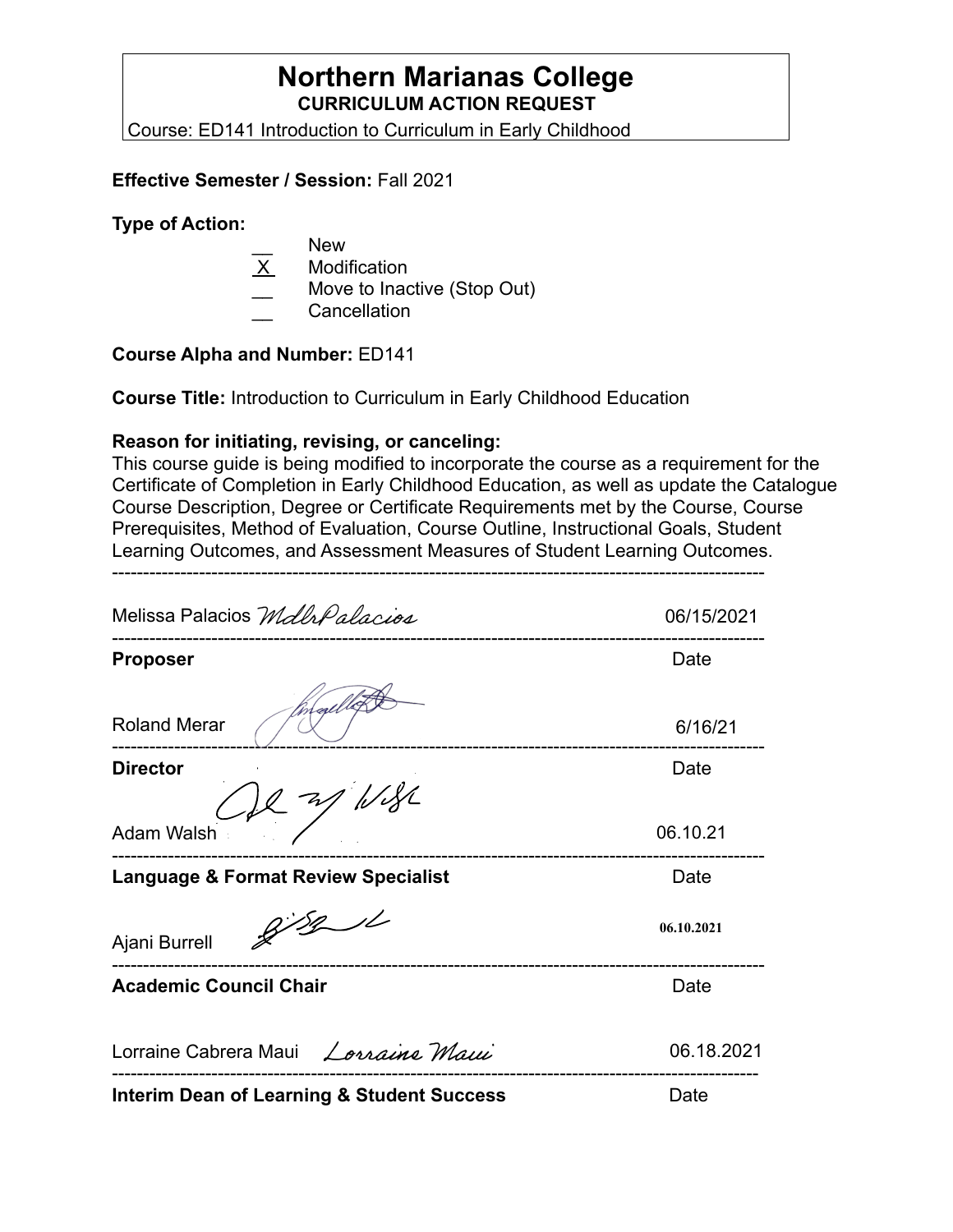# Northern Marianas College

**CURRICULUM ACTION REQUEST**

Course: ED141 Introduction to Curriculum in Early Childhood

**Effective Semester / Session:** Fall 2021

**Type of Action:**

__ New
 X  Modification
__ Move to Inactive (Stop Out)
__ Cancellation

**Course Alpha and Number:** ED141

**Course Title:** Introduction to Curriculum in Early Childhood Education

**Reason for initiating, revising, or canceling:**
This course guide is being modified to incorporate the course as a requirement for the Certificate of Completion in Early Childhood Education, as well as update the Catalogue Course Description, Degree or Certificate Requirements met by the Course, Course Prerequisites, Method of Evaluation, Course Outline, Instructional Goals, Student Learning Outcomes, and Assessment Measures of Student Learning Outcomes.

---

Melissa Palacios *MdlrPalacios* 06/15/2021

---

**Proposer** Date

Roland Merar 6/16/21

---

**Director** Date

Adam Walsh 06.10.21

---

**Language & Format Review Specialist** Date

Ajani Burrell 06.10.2021

---

**Academic Council Chair** Date

Lorraine Cabrera Maui *Lorraine Maui* 06.18.2021

---

**Interim Dean of Learning & Student Success** Date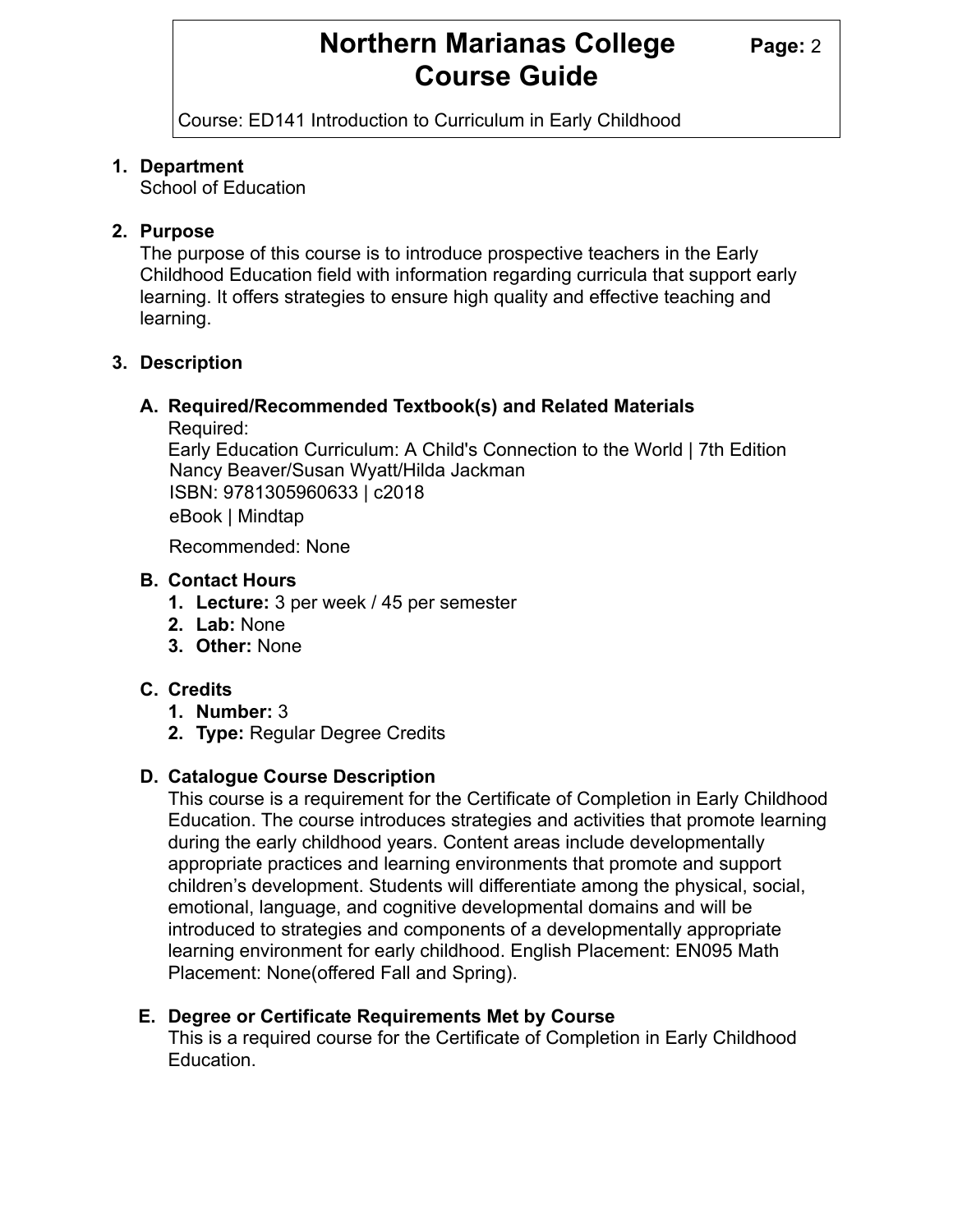# Northern Marianas College Course Guide

Course: ED141 Introduction to Curriculum in Early Childhood

1. **Department**
   School of Education

2. **Purpose**
   The purpose of this course is to introduce prospective teachers in the Early Childhood Education field with information regarding curricula that support early learning. It offers strategies to ensure high quality and effective teaching and learning.

3. **Description**

   A. **Required/Recommended Textbook(s) and Related Materials**
   Required:
   Early Education Curriculum: A Child's Connection to the World | 7th Edition
   Nancy Beaver/Susan Wyatt/Hilda Jackman
   ISBN: 9781305960633 | c2018
   eBook | Mindtap

   Recommended: None

   B. **Contact Hours**
      1. **Lecture:** 3 per week / 45 per semester
      2. **Lab:** None
      3. **Other:** None

   C. **Credits**
      1. **Number:** 3
      2. **Type:** Regular Degree Credits

   D. **Catalogue Course Description**
   This course is a requirement for the Certificate of Completion in Early Childhood Education. The course introduces strategies and activities that promote learning during the early childhood years. Content areas include developmentally appropriate practices and learning environments that promote and support children's development. Students will differentiate among the physical, social, emotional, language, and cognitive developmental domains and will be introduced to strategies and components of a developmentally appropriate learning environment for early childhood. English Placement: EN095 Math Placement: None(offered Fall and Spring).

   E. **Degree or Certificate Requirements Met by Course**
   This is a required course for the Certificate of Completion in Early Childhood Education.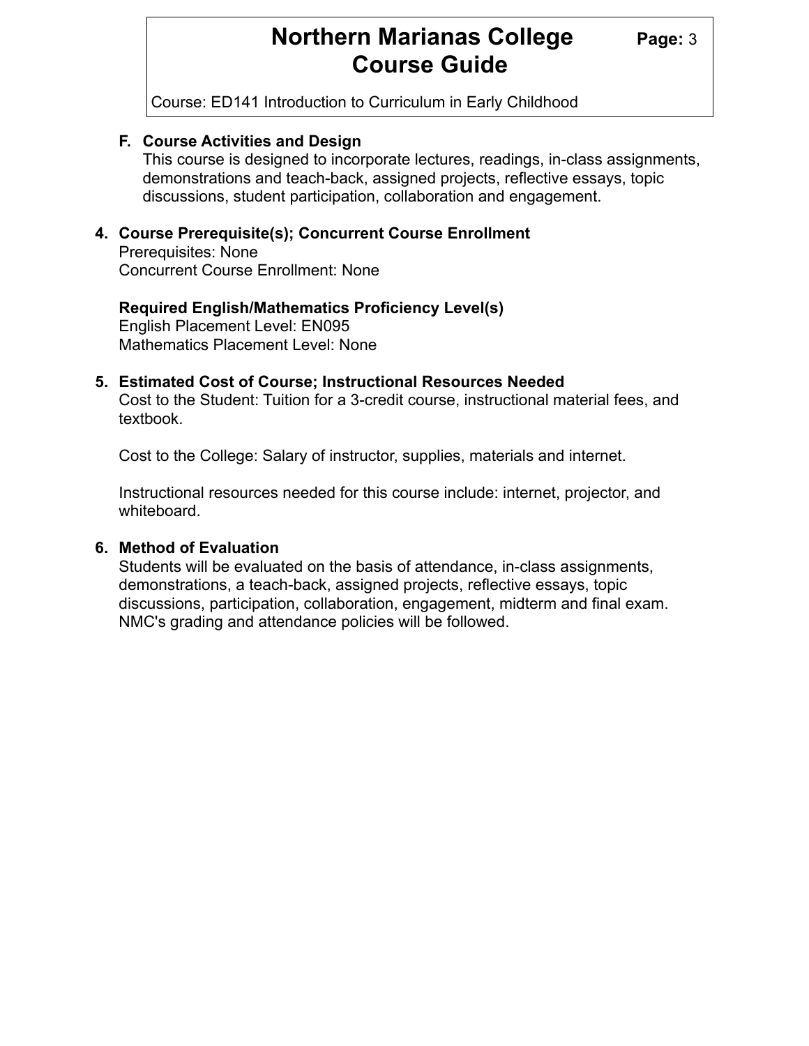### F. Course Activities and Design

This course is designed to incorporate lectures, readings, in-class assignments, demonstrations and teach-back, assigned projects, reflective essays, topic discussions, student participation, collaboration and engagement.

## 4. Course Prerequisite(s); Concurrent Course Enrollment

Prerequisites: None
Concurrent Course Enrollment: None

**Required English/Mathematics Proficiency Level(s)**
English Placement Level: EN095
Mathematics Placement Level: None

## 5. Estimated Cost of Course; Instructional Resources Needed

Cost to the Student: Tuition for a 3-credit course, instructional material fees, and textbook.

Cost to the College: Salary of instructor, supplies, materials and internet.

Instructional resources needed for this course include: internet, projector, and whiteboard.

## 6. Method of Evaluation

Students will be evaluated on the basis of attendance, in-class assignments, demonstrations, a teach-back, assigned projects, reflective essays, topic discussions, participation, collaboration, engagement, midterm and final exam. NMC's grading and attendance policies will be followed.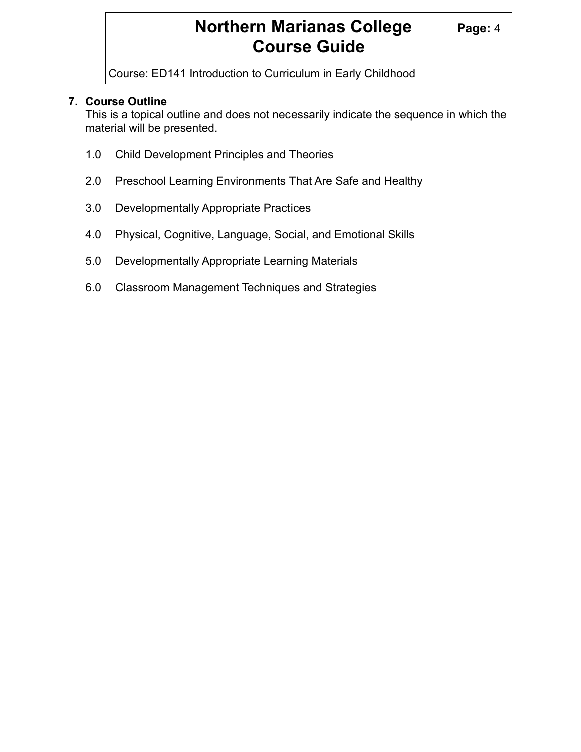## 7. Course Outline

This is a topical outline and does not necessarily indicate the sequence in which the material will be presented.

1.0 Child Development Principles and Theories

2.0 Preschool Learning Environments That Are Safe and Healthy

3.0 Developmentally Appropriate Practices

4.0 Physical, Cognitive, Language, Social, and Emotional Skills

5.0 Developmentally Appropriate Learning Materials

6.0 Classroom Management Techniques and Strategies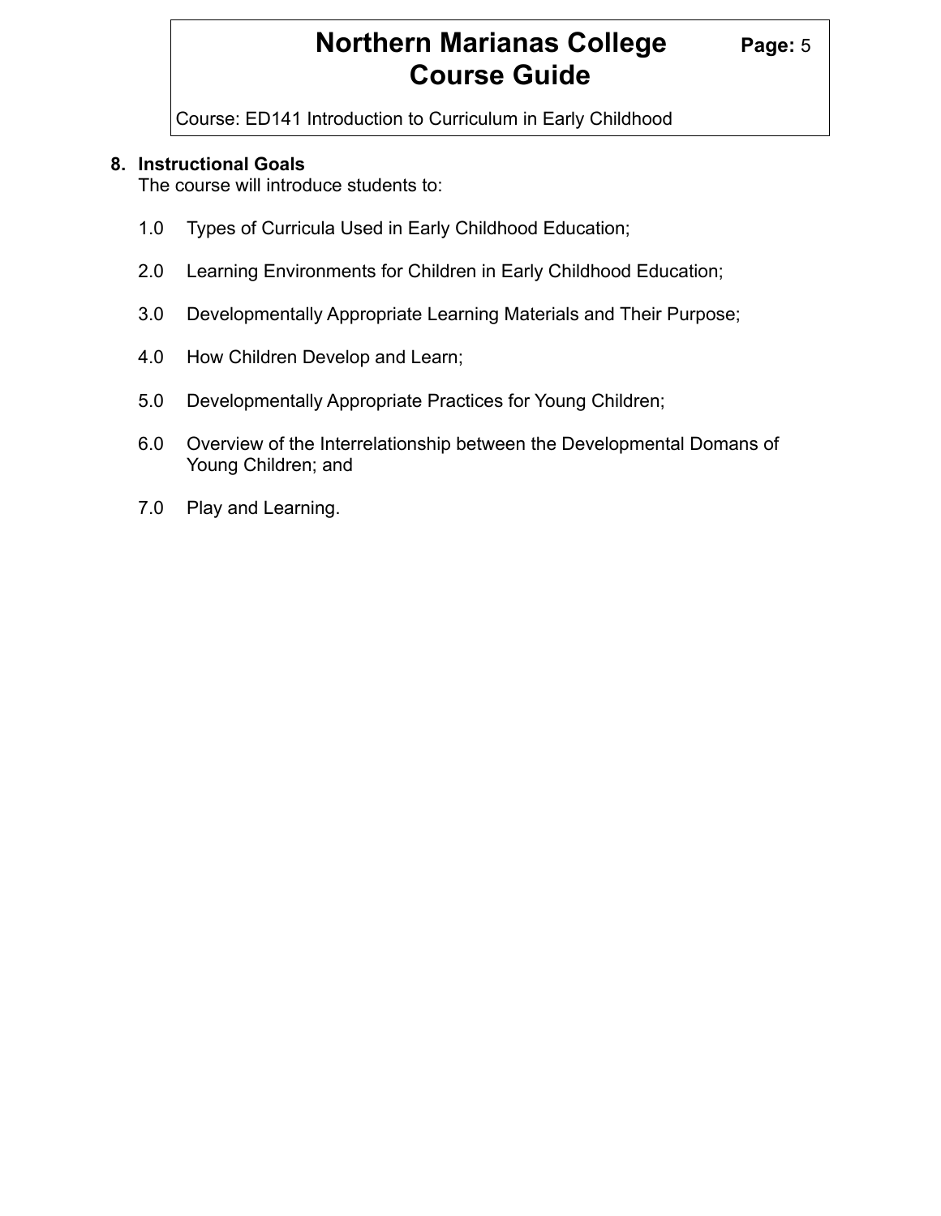## 8. Instructional Goals

The course will introduce students to:

1.0 Types of Curricula Used in Early Childhood Education;

2.0 Learning Environments for Children in Early Childhood Education;

3.0 Developmentally Appropriate Learning Materials and Their Purpose;

4.0 How Children Develop and Learn;

5.0 Developmentally Appropriate Practices for Young Children;

6.0 Overview of the Interrelationship between the Developmental Domans of Young Children; and

7.0 Play and Learning.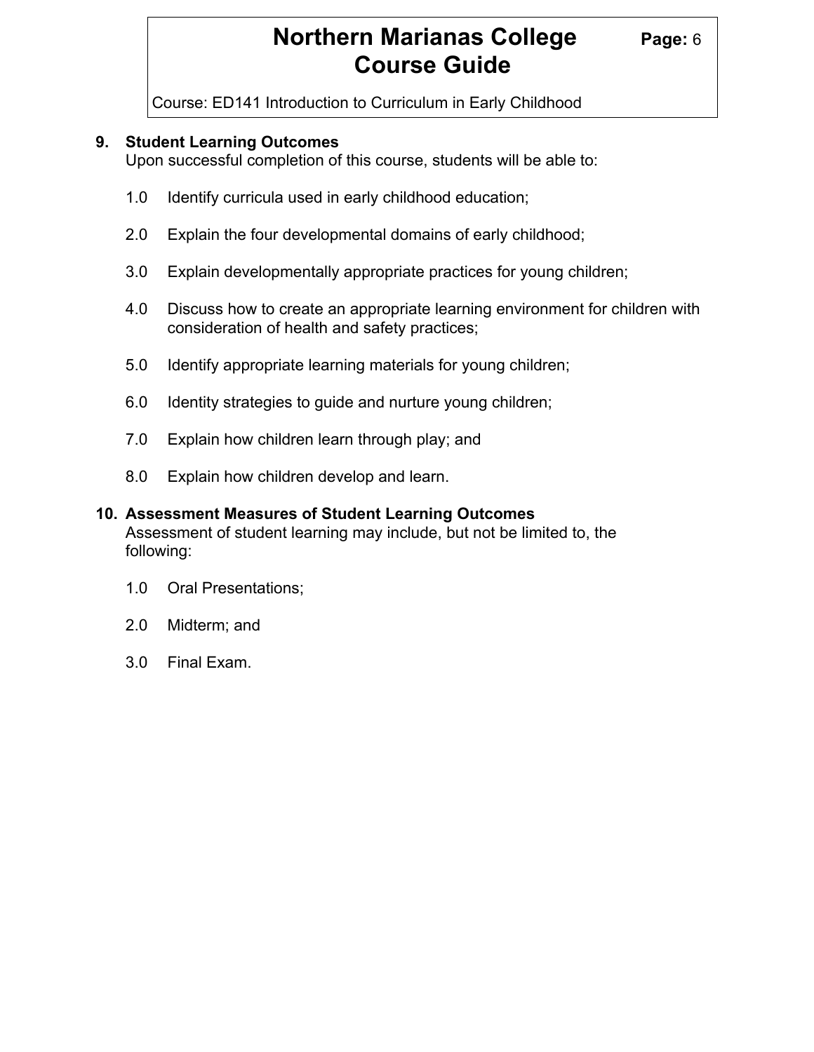## 9. Student Learning Outcomes

Upon successful completion of this course, students will be able to:

1.0 Identify curricula used in early childhood education;

2.0 Explain the four developmental domains of early childhood;

3.0 Explain developmentally appropriate practices for young children;

4.0 Discuss how to create an appropriate learning environment for children with consideration of health and safety practices;

5.0 Identify appropriate learning materials for young children;

6.0 Identity strategies to guide and nurture young children;

7.0 Explain how children learn through play; and

8.0 Explain how children develop and learn.

## 10. Assessment Measures of Student Learning Outcomes

Assessment of student learning may include, but not be limited to, the following:

1.0 Oral Presentations;

2.0 Midterm; and

3.0 Final Exam.